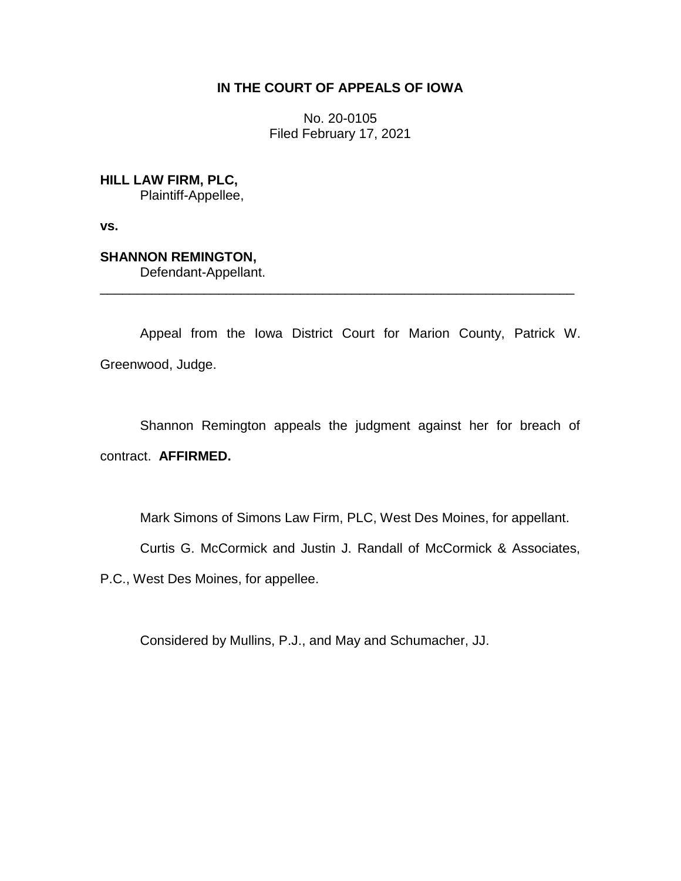**IN THE COURT OF APPEALS OF IOWA**

No. 20-0105
Filed February 17, 2021

**HILL LAW FIRM, PLC,**
Plaintiff-Appellee,

**vs.**

**SHANNON REMINGTON,**
Defendant-Appellant.

---

Appeal from the Iowa District Court for Marion County, Patrick W. Greenwood, Judge.

Shannon Remington appeals the judgment against her for breach of contract. **AFFIRMED.**

Mark Simons of Simons Law Firm, PLC, West Des Moines, for appellant.

Curtis G. McCormick and Justin J. Randall of McCormick & Associates, P.C., West Des Moines, for appellee.

Considered by Mullins, P.J., and May and Schumacher, JJ.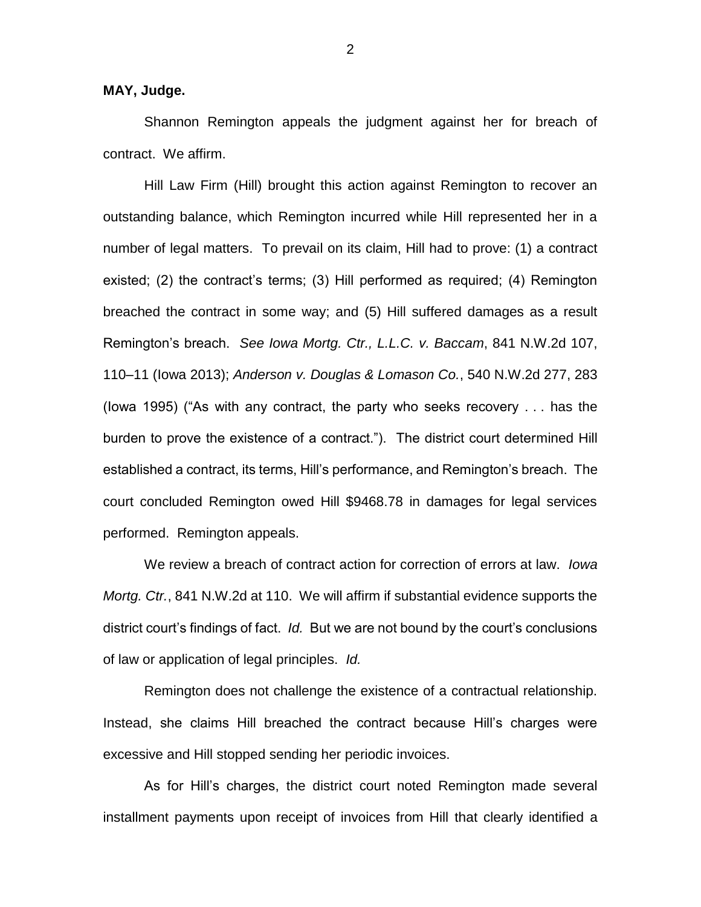**MAY, Judge.**

Shannon Remington appeals the judgment against her for breach of contract. We affirm.

Hill Law Firm (Hill) brought this action against Remington to recover an outstanding balance, which Remington incurred while Hill represented her in a number of legal matters. To prevail on its claim, Hill had to prove: (1) a contract existed; (2) the contract's terms; (3) Hill performed as required; (4) Remington breached the contract in some way; and (5) Hill suffered damages as a result Remington's breach. *See Iowa Mortg. Ctr., L.L.C. v. Baccam*, 841 N.W.2d 107, 110–11 (Iowa 2013); *Anderson v. Douglas & Lomason Co.*, 540 N.W.2d 277, 283 (Iowa 1995) ("As with any contract, the party who seeks recovery . . . has the burden to prove the existence of a contract."). The district court determined Hill established a contract, its terms, Hill's performance, and Remington's breach. The court concluded Remington owed Hill $9468.78 in damages for legal services performed. Remington appeals.

We review a breach of contract action for correction of errors at law. *Iowa Mortg. Ctr.*, 841 N.W.2d at 110. We will affirm if substantial evidence supports the district court's findings of fact. *Id.* But we are not bound by the court's conclusions of law or application of legal principles. *Id.*

Remington does not challenge the existence of a contractual relationship. Instead, she claims Hill breached the contract because Hill's charges were excessive and Hill stopped sending her periodic invoices.

As for Hill's charges, the district court noted Remington made several installment payments upon receipt of invoices from Hill that clearly identified a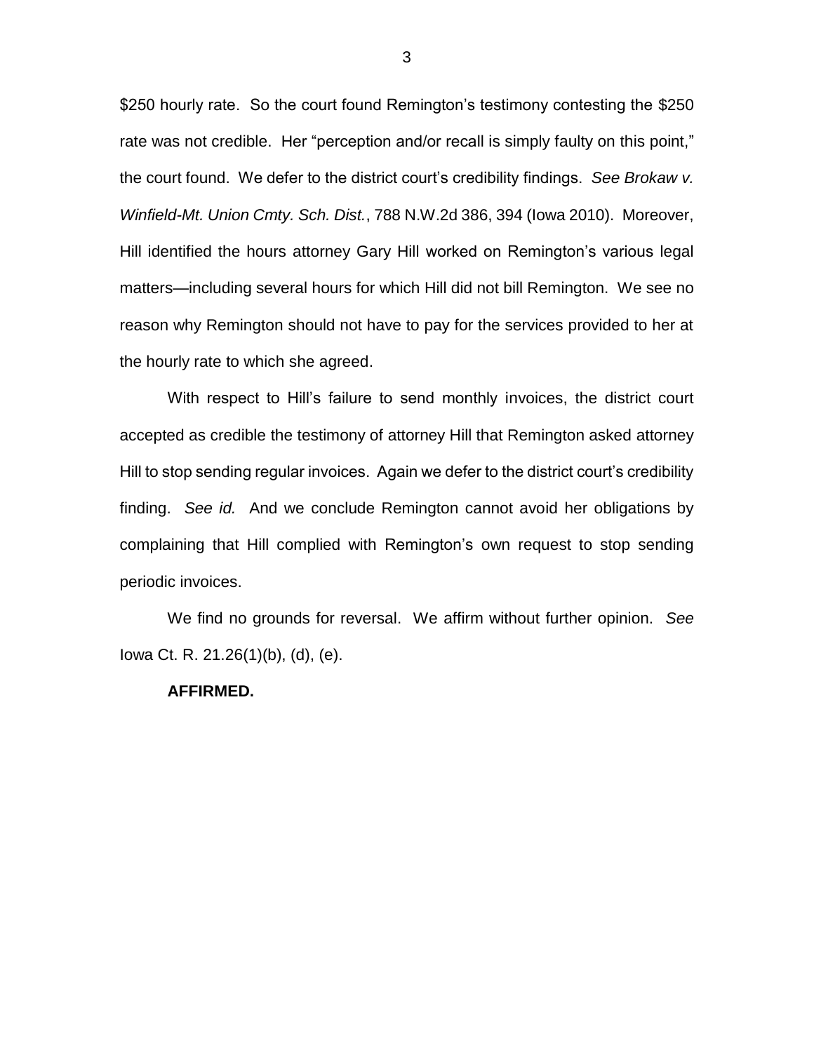$250 hourly rate. So the court found Remington's testimony contesting the $250 rate was not credible. Her "perception and/or recall is simply faulty on this point," the court found. We defer to the district court's credibility findings. *See Brokaw v. Winfield-Mt. Union Cmty. Sch. Dist.*, 788 N.W.2d 386, 394 (Iowa 2010). Moreover, Hill identified the hours attorney Gary Hill worked on Remington's various legal matters—including several hours for which Hill did not bill Remington. We see no reason why Remington should not have to pay for the services provided to her at the hourly rate to which she agreed.

With respect to Hill's failure to send monthly invoices, the district court accepted as credible the testimony of attorney Hill that Remington asked attorney Hill to stop sending regular invoices. Again we defer to the district court's credibility finding. *See id.* And we conclude Remington cannot avoid her obligations by complaining that Hill complied with Remington's own request to stop sending periodic invoices.

We find no grounds for reversal. We affirm without further opinion. *See* Iowa Ct. R. 21.26(1)(b), (d), (e).

**AFFIRMED.**